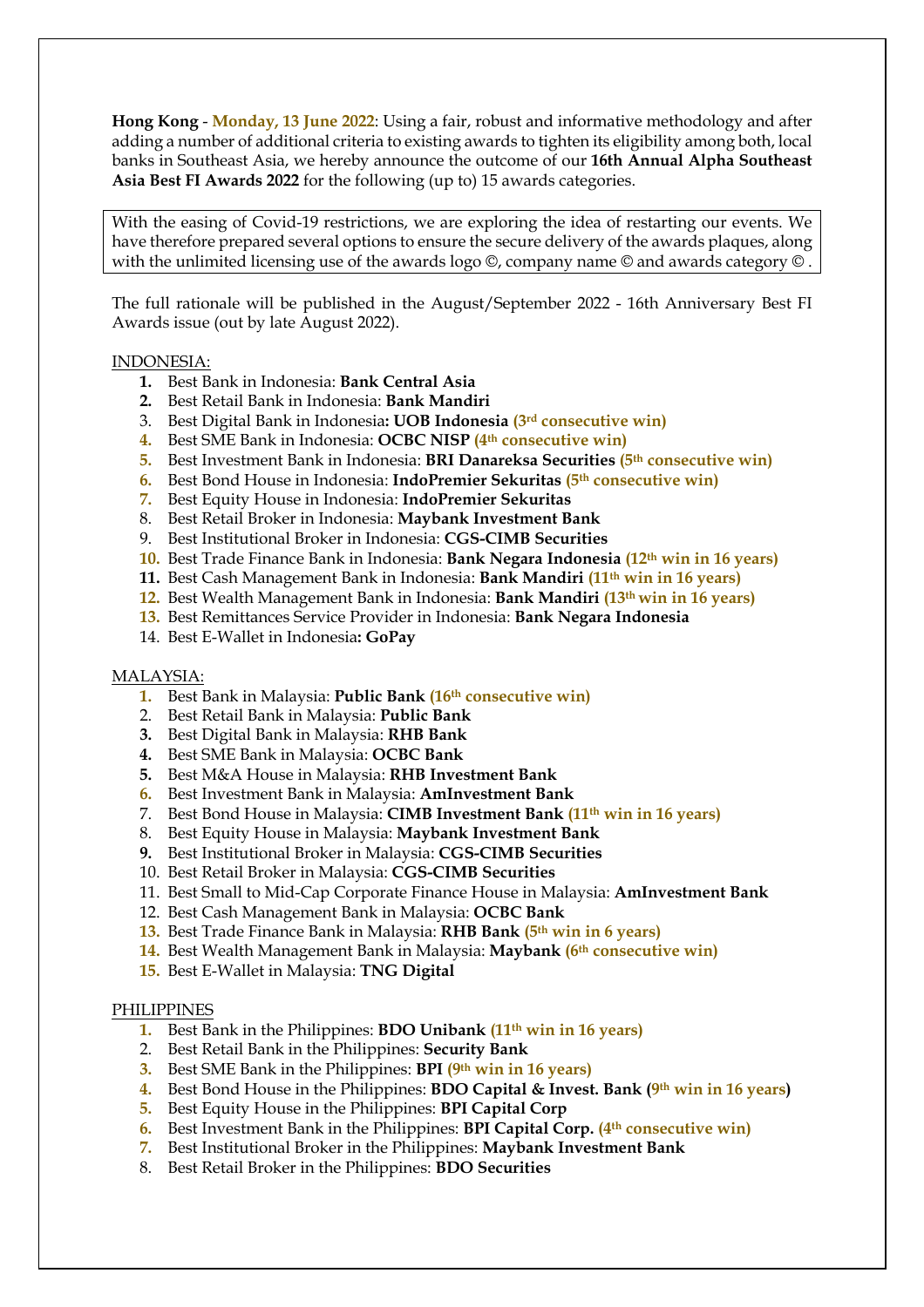**Hong Kong** - **Monday, 13 June 2022**: Using a fair, robust and informative methodology and after adding a number of additional criteria to existing awards to tighten its eligibility among both, local banks in Southeast Asia, we hereby announce the outcome of our **16th Annual Alpha Southeast Asia Best FI Awards 2022** for the following (up to) 15 awards categories.

With the easing of Covid-19 restrictions, we are exploring the idea of restarting our events. We have therefore prepared several options to ensure the secure delivery of the awards plaques, along with the unlimited licensing use of the awards logo ©, company name © and awards category © .

The full rationale will be published in the August/September 2022 - 16th Anniversary Best FI Awards issue (out by late August 2022).

INDONESIA:

1. Best Bank in Indonesia: **Bank Central Asia**
2. Best Retail Bank in Indonesia: **Bank Mandiri**
3. Best Digital Bank in Indonesia**: UOB Indonesia (3rd consecutive win)**
4. Best SME Bank in Indonesia: **OCBC NISP (4th consecutive win)**
5. Best Investment Bank in Indonesia: **BRI Danareksa Securities (5th consecutive win)**
6. Best Bond House in Indonesia: **IndoPremier Sekuritas (5th consecutive win)**
7. Best Equity House in Indonesia: **IndoPremier Sekuritas**
8. Best Retail Broker in Indonesia: **Maybank Investment Bank**
9. Best Institutional Broker in Indonesia: **CGS-CIMB Securities**
10. Best Trade Finance Bank in Indonesia: **Bank Negara Indonesia (12th win in 16 years)**
11. Best Cash Management Bank in Indonesia: **Bank Mandiri (11th win in 16 years)**
12. Best Wealth Management Bank in Indonesia: **Bank Mandiri (13th win in 16 years)**
13. Best Remittances Service Provider in Indonesia: **Bank Negara Indonesia**
14. Best E-Wallet in Indonesia**: GoPay**

MALAYSIA:

1. Best Bank in Malaysia: **Public Bank (16th consecutive win)**
2. Best Retail Bank in Malaysia: **Public Bank**
3. Best Digital Bank in Malaysia: **RHB Bank**
4. Best SME Bank in Malaysia: **OCBC Bank**
5. Best M&A House in Malaysia: **RHB Investment Bank**
6. Best Investment Bank in Malaysia: **AmInvestment Bank**
7. Best Bond House in Malaysia: **CIMB Investment Bank (11th win in 16 years)**
8. Best Equity House in Malaysia: **Maybank Investment Bank**
9. Best Institutional Broker in Malaysia: **CGS-CIMB Securities**
10. Best Retail Broker in Malaysia: **CGS-CIMB Securities**
11. Best Small to Mid-Cap Corporate Finance House in Malaysia: **AmInvestment Bank**
12. Best Cash Management Bank in Malaysia: **OCBC Bank**
13. Best Trade Finance Bank in Malaysia: **RHB Bank (5th win in 6 years)**
14. Best Wealth Management Bank in Malaysia: **Maybank (6th consecutive win)**
15. Best E-Wallet in Malaysia: **TNG Digital**

PHILIPPINES

1. Best Bank in the Philippines: **BDO Unibank (11th win in 16 years)**
2. Best Retail Bank in the Philippines: **Security Bank**
3. Best SME Bank in the Philippines: **BPI (9th win in 16 years)**
4. Best Bond House in the Philippines: **BDO Capital & Invest. Bank (9th win in 16 years)**
5. Best Equity House in the Philippines: **BPI Capital Corp**
6. Best Investment Bank in the Philippines: **BPI Capital Corp. (4th consecutive win)**
7. Best Institutional Broker in the Philippines: **Maybank Investment Bank**
8. Best Retail Broker in the Philippines: **BDO Securities**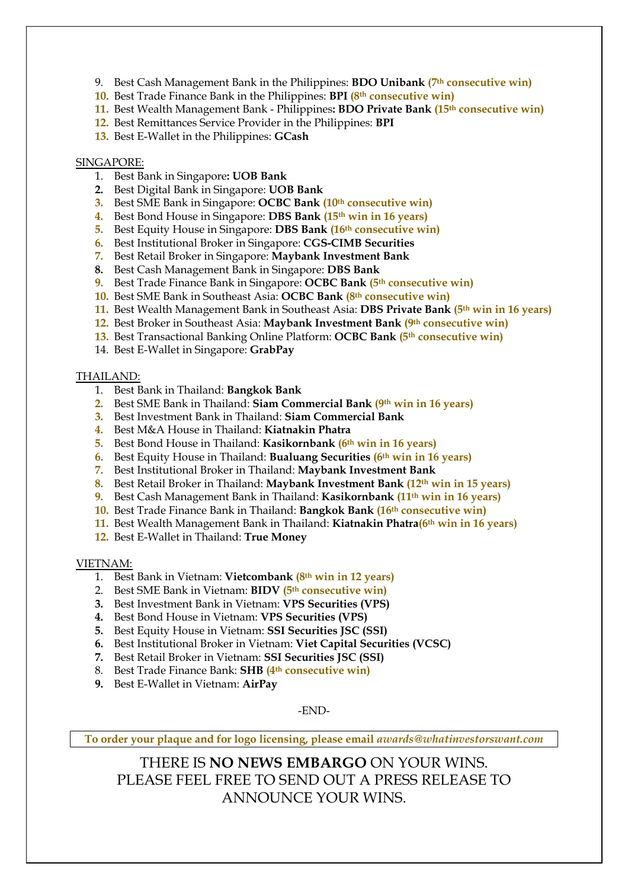9. Best Cash Management Bank in the Philippines: **BDO Unibank (7th consecutive win)**
10. Best Trade Finance Bank in the Philippines: **BPI (8th consecutive win)**
11. Best Wealth Management Bank - Philippines**: BDO Private Bank (15th consecutive win)**
12. Best Remittances Service Provider in the Philippines: **BPI**
13. Best E-Wallet in the Philippines: **GCash**

SINGAPORE:

1. Best Bank in Singapore**: UOB Bank**
2. Best Digital Bank in Singapore: **UOB Bank**
3. Best SME Bank in Singapore: **OCBC Bank (10th consecutive win)**
4. Best Bond House in Singapore: **DBS Bank (15th win in 16 years)**
5. Best Equity House in Singapore: **DBS Bank (16th consecutive win)**
6. Best Institutional Broker in Singapore: **CGS-CIMB Securities**
7. Best Retail Broker in Singapore: **Maybank Investment Bank**
8. Best Cash Management Bank in Singapore: **DBS Bank**
9. Best Trade Finance Bank in Singapore: **OCBC Bank (5th consecutive win)**
10. Best SME Bank in Southeast Asia: **OCBC Bank (8th consecutive win)**
11. Best Wealth Management Bank in Southeast Asia: **DBS Private Bank (5th win in 16 years)**
12. Best Broker in Southeast Asia: **Maybank Investment Bank (9th consecutive win)**
13. Best Transactional Banking Online Platform: **OCBC Bank (5th consecutive win)**
14. Best E-Wallet in Singapore: **GrabPay**

THAILAND:

1. Best Bank in Thailand: **Bangkok Bank**
2. Best SME Bank in Thailand: **Siam Commercial Bank (9th win in 16 years)**
3. Best Investment Bank in Thailand: **Siam Commercial Bank**
4. Best M&A House in Thailand: **Kiatnakin Phatra**
5. Best Bond House in Thailand: **Kasikornbank (6th win in 16 years)**
6. Best Equity House in Thailand: **Bualuang Securities (6th win in 16 years)**
7. Best Institutional Broker in Thailand: **Maybank Investment Bank**
8. Best Retail Broker in Thailand: **Maybank Investment Bank (12th win in 15 years)**
9. Best Cash Management Bank in Thailand: **Kasikornbank (11th win in 16 years)**
10. Best Trade Finance Bank in Thailand: **Bangkok Bank (16th consecutive win)**
11. Best Wealth Management Bank in Thailand: **Kiatnakin Phatra(6th win in 16 years)**
12. Best E-Wallet in Thailand: **True Money**

VIETNAM:

1. Best Bank in Vietnam: **Vietcombank (8th win in 12 years)**
2. Best SME Bank in Vietnam: **BIDV (5th consecutive win)**
3. Best Investment Bank in Vietnam: **VPS Securities (VPS)**
4. Best Bond House in Vietnam: **VPS Securities (VPS)**
5. Best Equity House in Vietnam: **SSI Securities JSC (SSI)**
6. Best Institutional Broker in Vietnam: **Viet Capital Securities (VCSC)**
7. Best Retail Broker in Vietnam: **SSI Securities JSC (SSI)**
8. Best Trade Finance Bank: **SHB (4th consecutive win)**
9. Best E-Wallet in Vietnam: **AirPay**

-END-

**To order your plaque and for logo licensing, please email** ***awards@whatinvestorswant.com***

THERE IS **NO NEWS EMBARGO** ON YOUR WINS.
PLEASE FEEL FREE TO SEND OUT A PRESS RELEASE TO ANNOUNCE YOUR WINS.